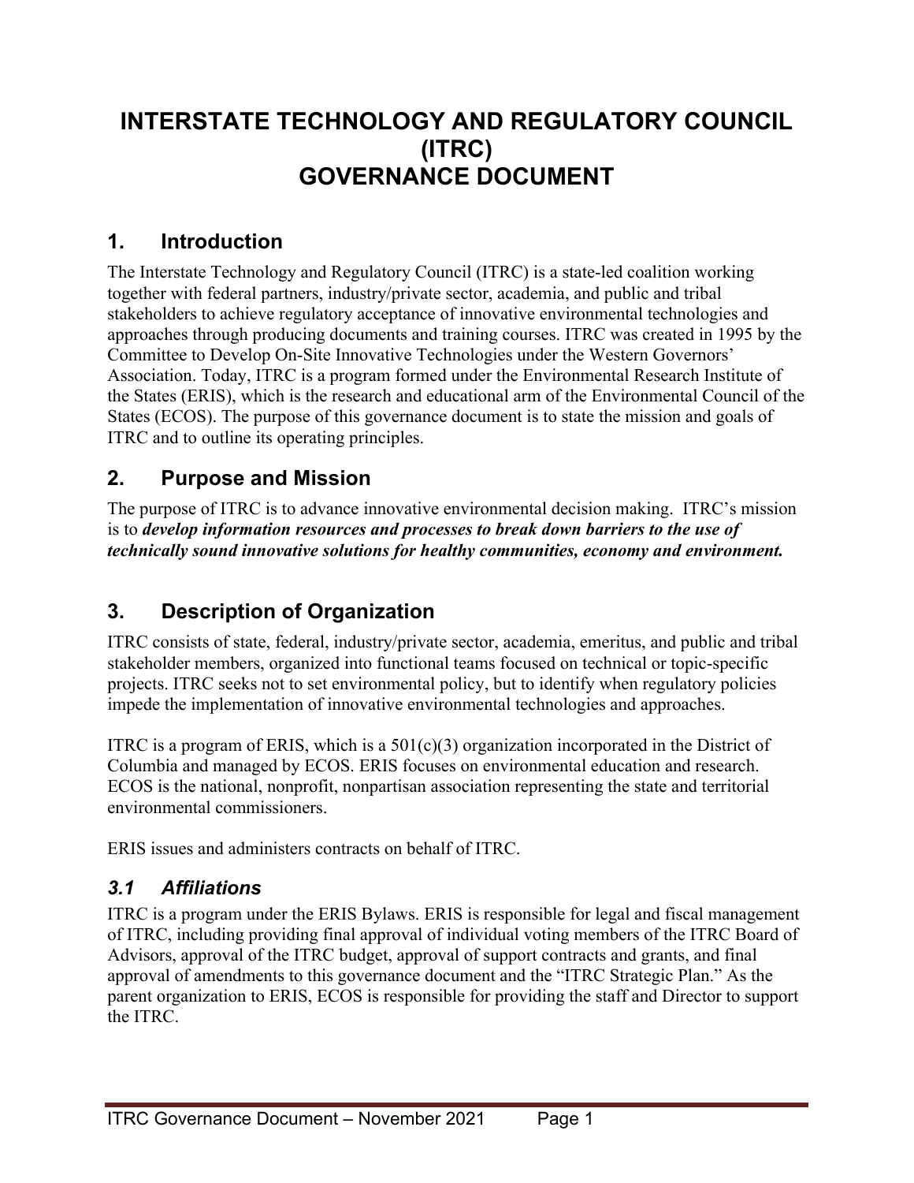# INTERSTATE TECHNOLOGY AND REGULATORY COUNCIL (ITRC) GOVERNANCE DOCUMENT

## 1. Introduction

The Interstate Technology and Regulatory Council (ITRC) is a state-led coalition working together with federal partners, industry/private sector, academia, and public and tribal stakeholders to achieve regulatory acceptance of innovative environmental technologies and approaches through producing documents and training courses. ITRC was created in 1995 by the Committee to Develop On-Site Innovative Technologies under the Western Governors' Association. Today, ITRC is a program formed under the Environmental Research Institute of the States (ERIS), which is the research and educational arm of the Environmental Council of the States (ECOS). The purpose of this governance document is to state the mission and goals of ITRC and to outline its operating principles.

## 2. Purpose and Mission

The purpose of ITRC is to advance innovative environmental decision making. ITRC's mission is to ***develop information resources and processes to break down barriers to the use of technically sound innovative solutions for healthy communities, economy and environment.***

## 3. Description of Organization

ITRC consists of state, federal, industry/private sector, academia, emeritus, and public and tribal stakeholder members, organized into functional teams focused on technical or topic-specific projects. ITRC seeks not to set environmental policy, but to identify when regulatory policies impede the implementation of innovative environmental technologies and approaches.

ITRC is a program of ERIS, which is a 501(c)(3) organization incorporated in the District of Columbia and managed by ECOS. ERIS focuses on environmental education and research. ECOS is the national, nonprofit, nonpartisan association representing the state and territorial environmental commissioners.

ERIS issues and administers contracts on behalf of ITRC.

### *3.1 Affiliations*

ITRC is a program under the ERIS Bylaws. ERIS is responsible for legal and fiscal management of ITRC, including providing final approval of individual voting members of the ITRC Board of Advisors, approval of the ITRC budget, approval of support contracts and grants, and final approval of amendments to this governance document and the "ITRC Strategic Plan." As the parent organization to ERIS, ECOS is responsible for providing the staff and Director to support the ITRC.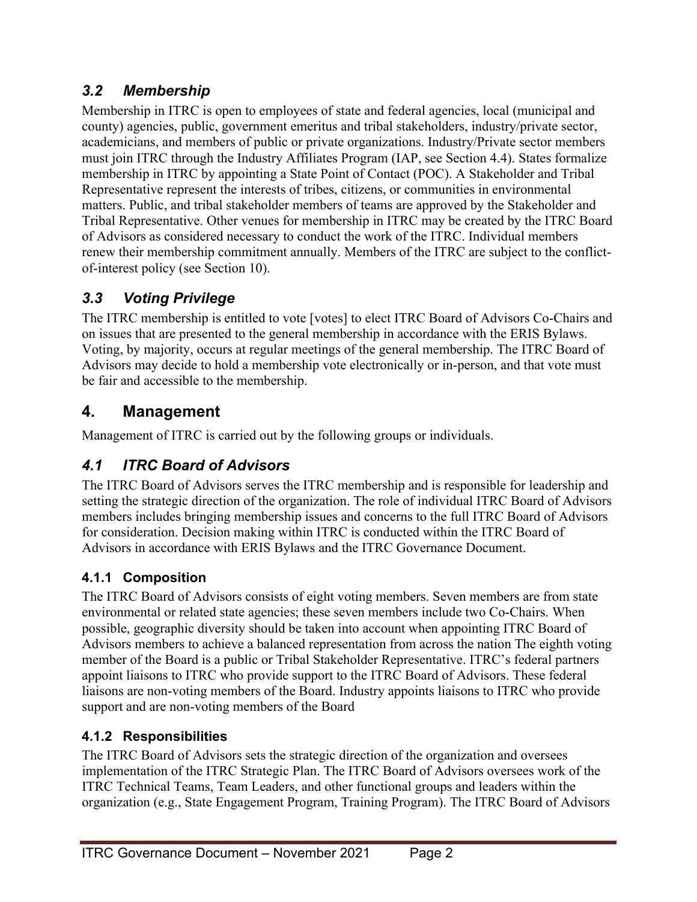## *3.2 Membership*

Membership in ITRC is open to employees of state and federal agencies, local (municipal and county) agencies, public, government emeritus and tribal stakeholders, industry/private sector, academicians, and members of public or private organizations. Industry/Private sector members must join ITRC through the Industry Affiliates Program (IAP, see Section 4.4). States formalize membership in ITRC by appointing a State Point of Contact (POC). A Stakeholder and Tribal Representative represent the interests of tribes, citizens, or communities in environmental matters. Public, and tribal stakeholder members of teams are approved by the Stakeholder and Tribal Representative. Other venues for membership in ITRC may be created by the ITRC Board of Advisors as considered necessary to conduct the work of the ITRC. Individual members renew their membership commitment annually. Members of the ITRC are subject to the conflict-of-interest policy (see Section 10).

## *3.3 Voting Privilege*

The ITRC membership is entitled to vote [votes] to elect ITRC Board of Advisors Co-Chairs and on issues that are presented to the general membership in accordance with the ERIS Bylaws. Voting, by majority, occurs at regular meetings of the general membership. The ITRC Board of Advisors may decide to hold a membership vote electronically or in-person, and that vote must be fair and accessible to the membership.

# 4. Management

Management of ITRC is carried out by the following groups or individuals.

## *4.1 ITRC Board of Advisors*

The ITRC Board of Advisors serves the ITRC membership and is responsible for leadership and setting the strategic direction of the organization. The role of individual ITRC Board of Advisors members includes bringing membership issues and concerns to the full ITRC Board of Advisors for consideration. Decision making within ITRC is conducted within the ITRC Board of Advisors in accordance with ERIS Bylaws and the ITRC Governance Document.

### 4.1.1 Composition

The ITRC Board of Advisors consists of eight voting members. Seven members are from state environmental or related state agencies; these seven members include two Co-Chairs. When possible, geographic diversity should be taken into account when appointing ITRC Board of Advisors members to achieve a balanced representation from across the nation The eighth voting member of the Board is a public or Tribal Stakeholder Representative. ITRC's federal partners appoint liaisons to ITRC who provide support to the ITRC Board of Advisors. These federal liaisons are non-voting members of the Board. Industry appoints liaisons to ITRC who provide support and are non-voting members of the Board

### 4.1.2 Responsibilities

The ITRC Board of Advisors sets the strategic direction of the organization and oversees implementation of the ITRC Strategic Plan. The ITRC Board of Advisors oversees work of the ITRC Technical Teams, Team Leaders, and other functional groups and leaders within the organization (e.g., State Engagement Program, Training Program). The ITRC Board of Advisors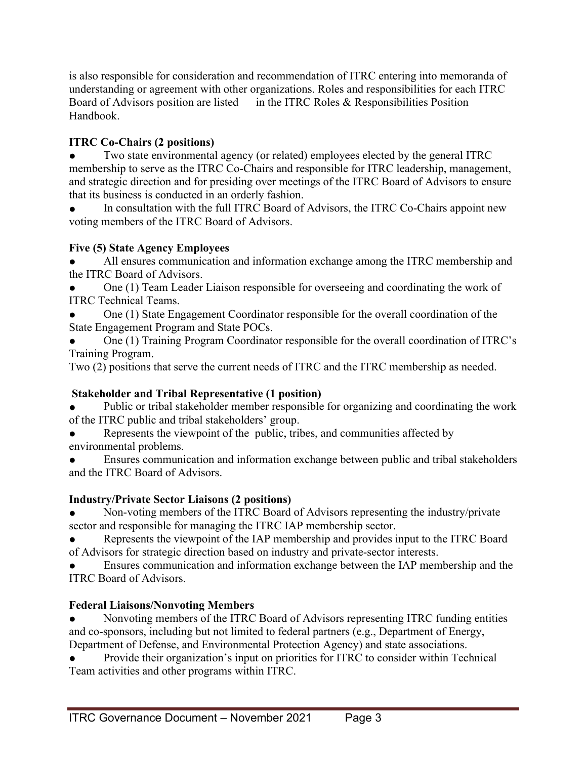is also responsible for consideration and recommendation of ITRC entering into memoranda of understanding or agreement with other organizations. Roles and responsibilities for each ITRC Board of Advisors position are listed in the ITRC Roles & Responsibilities Position Handbook.

**ITRC Co-Chairs (2 positions)**

- Two state environmental agency (or related) employees elected by the general ITRC membership to serve as the ITRC Co-Chairs and responsible for ITRC leadership, management, and strategic direction and for presiding over meetings of the ITRC Board of Advisors to ensure that its business is conducted in an orderly fashion.
- In consultation with the full ITRC Board of Advisors, the ITRC Co-Chairs appoint new voting members of the ITRC Board of Advisors.

**Five (5) State Agency Employees**

- All ensures communication and information exchange among the ITRC membership and the ITRC Board of Advisors.
- One (1) Team Leader Liaison responsible for overseeing and coordinating the work of ITRC Technical Teams.
- One (1) State Engagement Coordinator responsible for the overall coordination of the State Engagement Program and State POCs.
- One (1) Training Program Coordinator responsible for the overall coordination of ITRC's Training Program.

Two (2) positions that serve the current needs of ITRC and the ITRC membership as needed.

**Stakeholder and Tribal Representative (1 position)**

- Public or tribal stakeholder member responsible for organizing and coordinating the work of the ITRC public and tribal stakeholders' group.
- Represents the viewpoint of the public, tribes, and communities affected by environmental problems.
- Ensures communication and information exchange between public and tribal stakeholders and the ITRC Board of Advisors.

**Industry/Private Sector Liaisons (2 positions)**

- Non-voting members of the ITRC Board of Advisors representing the industry/private sector and responsible for managing the ITRC IAP membership sector.
- Represents the viewpoint of the IAP membership and provides input to the ITRC Board of Advisors for strategic direction based on industry and private-sector interests.
- Ensures communication and information exchange between the IAP membership and the ITRC Board of Advisors.

**Federal Liaisons/Nonvoting Members**

- Nonvoting members of the ITRC Board of Advisors representing ITRC funding entities and co-sponsors, including but not limited to federal partners (e.g., Department of Energy, Department of Defense, and Environmental Protection Agency) and state associations.
- Provide their organization's input on priorities for ITRC to consider within Technical Team activities and other programs within ITRC.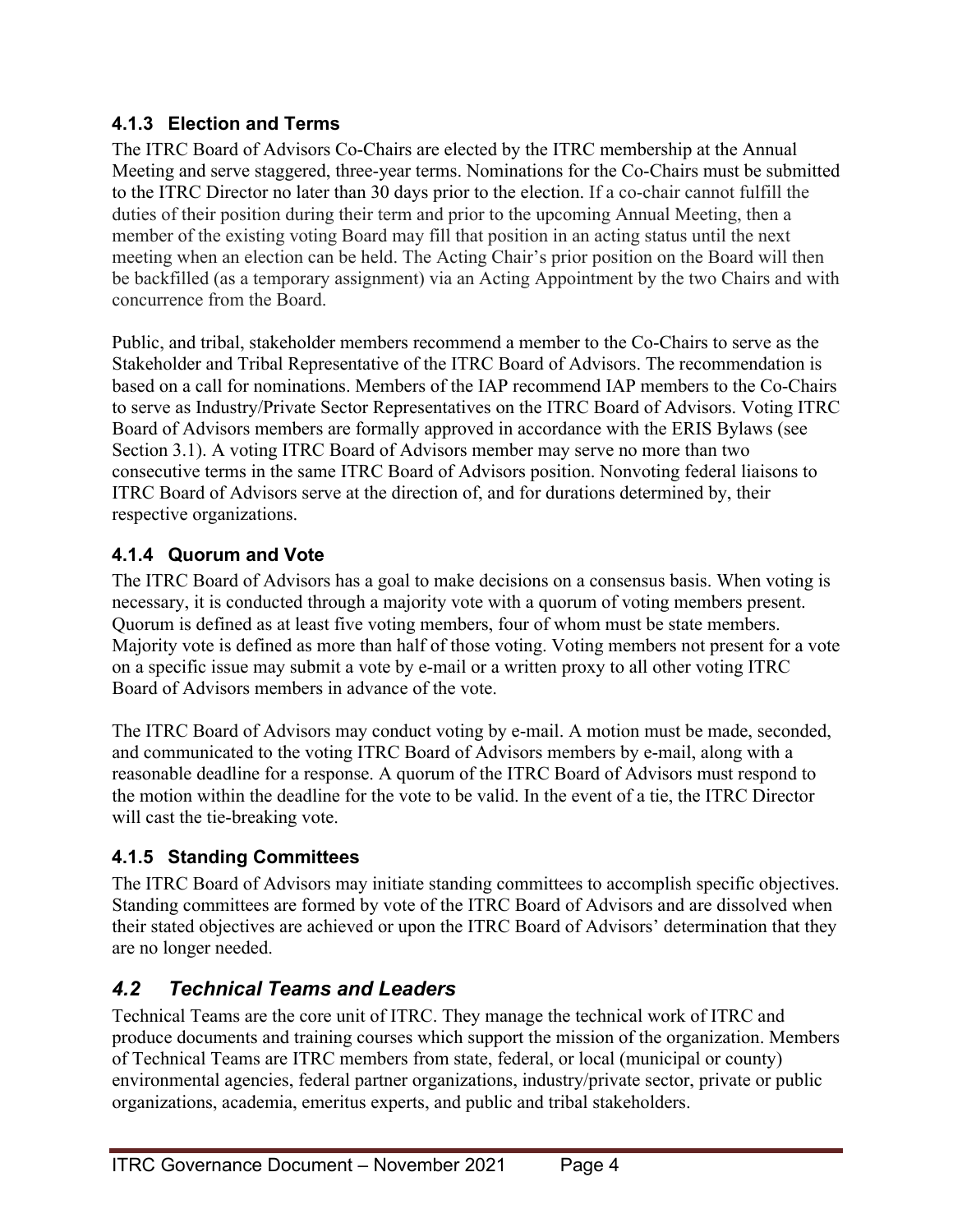### 4.1.3 Election and Terms

The ITRC Board of Advisors Co-Chairs are elected by the ITRC membership at the Annual Meeting and serve staggered, three-year terms. Nominations for the Co-Chairs must be submitted to the ITRC Director no later than 30 days prior to the election. If a co-chair cannot fulfill the duties of their position during their term and prior to the upcoming Annual Meeting, then a member of the existing voting Board may fill that position in an acting status until the next meeting when an election can be held. The Acting Chair's prior position on the Board will then be backfilled (as a temporary assignment) via an Acting Appointment by the two Chairs and with concurrence from the Board.

Public, and tribal, stakeholder members recommend a member to the Co-Chairs to serve as the Stakeholder and Tribal Representative of the ITRC Board of Advisors. The recommendation is based on a call for nominations. Members of the IAP recommend IAP members to the Co-Chairs to serve as Industry/Private Sector Representatives on the ITRC Board of Advisors. Voting ITRC Board of Advisors members are formally approved in accordance with the ERIS Bylaws (see Section 3.1). A voting ITRC Board of Advisors member may serve no more than two consecutive terms in the same ITRC Board of Advisors position. Nonvoting federal liaisons to ITRC Board of Advisors serve at the direction of, and for durations determined by, their respective organizations.

### 4.1.4 Quorum and Vote

The ITRC Board of Advisors has a goal to make decisions on a consensus basis. When voting is necessary, it is conducted through a majority vote with a quorum of voting members present. Quorum is defined as at least five voting members, four of whom must be state members. Majority vote is defined as more than half of those voting. Voting members not present for a vote on a specific issue may submit a vote by e-mail or a written proxy to all other voting ITRC Board of Advisors members in advance of the vote.

The ITRC Board of Advisors may conduct voting by e-mail. A motion must be made, seconded, and communicated to the voting ITRC Board of Advisors members by e-mail, along with a reasonable deadline for a response. A quorum of the ITRC Board of Advisors must respond to the motion within the deadline for the vote to be valid. In the event of a tie, the ITRC Director will cast the tie-breaking vote.

### 4.1.5 Standing Committees

The ITRC Board of Advisors may initiate standing committees to accomplish specific objectives. Standing committees are formed by vote of the ITRC Board of Advisors and are dissolved when their stated objectives are achieved or upon the ITRC Board of Advisors' determination that they are no longer needed.

## *4.2 Technical Teams and Leaders*

Technical Teams are the core unit of ITRC. They manage the technical work of ITRC and produce documents and training courses which support the mission of the organization. Members of Technical Teams are ITRC members from state, federal, or local (municipal or county) environmental agencies, federal partner organizations, industry/private sector, private or public organizations, academia, emeritus experts, and public and tribal stakeholders.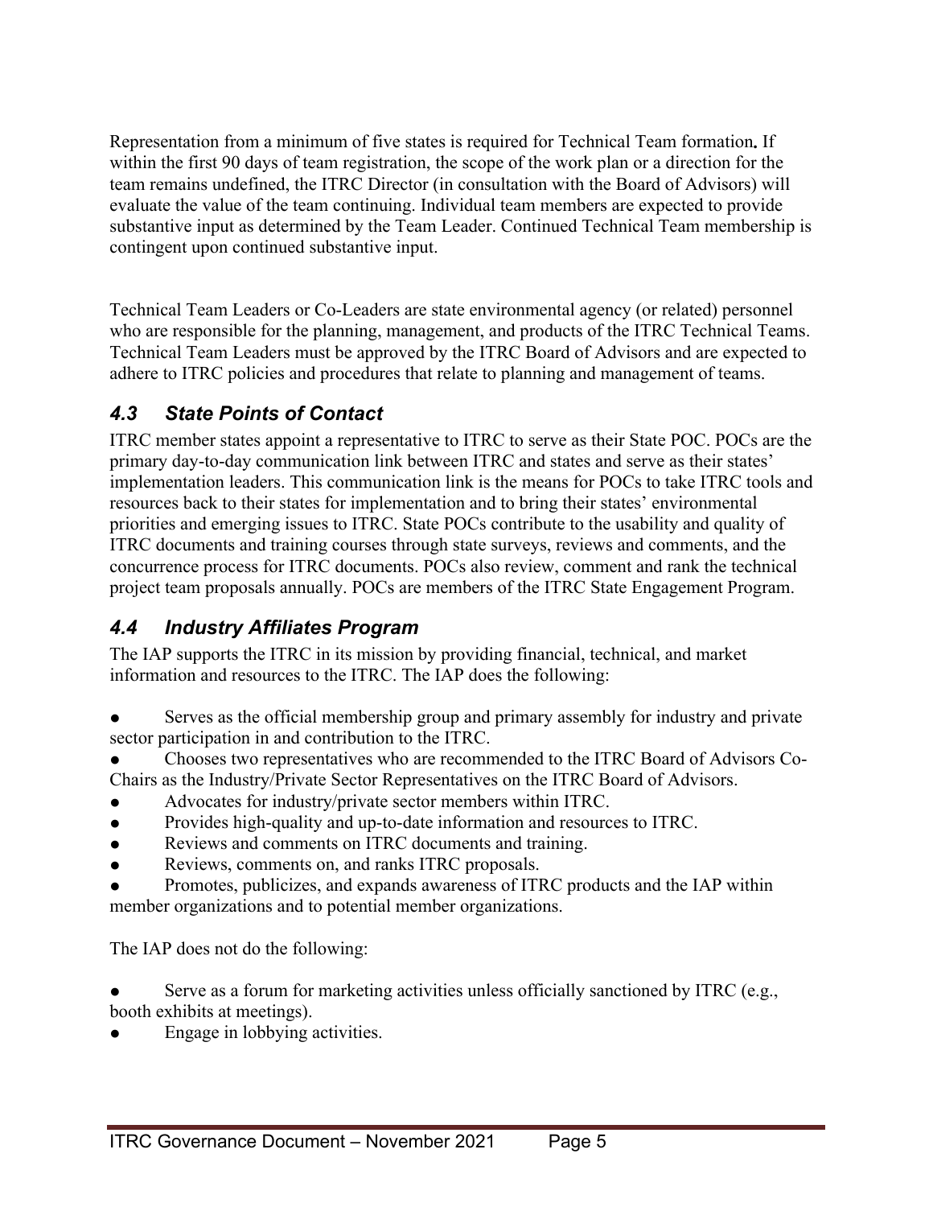Representation from a minimum of five states is required for Technical Team formation**.** If within the first 90 days of team registration, the scope of the work plan or a direction for the team remains undefined, the ITRC Director (in consultation with the Board of Advisors) will evaluate the value of the team continuing. Individual team members are expected to provide substantive input as determined by the Team Leader. Continued Technical Team membership is contingent upon continued substantive input.

Technical Team Leaders or Co-Leaders are state environmental agency (or related) personnel who are responsible for the planning, management, and products of the ITRC Technical Teams. Technical Team Leaders must be approved by the ITRC Board of Advisors and are expected to adhere to ITRC policies and procedures that relate to planning and management of teams.

## *4.3 State Points of Contact*

ITRC member states appoint a representative to ITRC to serve as their State POC. POCs are the primary day-to-day communication link between ITRC and states and serve as their states' implementation leaders. This communication link is the means for POCs to take ITRC tools and resources back to their states for implementation and to bring their states' environmental priorities and emerging issues to ITRC. State POCs contribute to the usability and quality of ITRC documents and training courses through state surveys, reviews and comments, and the concurrence process for ITRC documents. POCs also review, comment and rank the technical project team proposals annually. POCs are members of the ITRC State Engagement Program.

## *4.4 Industry Affiliates Program*

The IAP supports the ITRC in its mission by providing financial, technical, and market information and resources to the ITRC. The IAP does the following:

- Serves as the official membership group and primary assembly for industry and private sector participation in and contribution to the ITRC.
- Chooses two representatives who are recommended to the ITRC Board of Advisors Co-Chairs as the Industry/Private Sector Representatives on the ITRC Board of Advisors.
- Advocates for industry/private sector members within ITRC.
- Provides high-quality and up-to-date information and resources to ITRC.
- Reviews and comments on ITRC documents and training.
- Reviews, comments on, and ranks ITRC proposals.
- Promotes, publicizes, and expands awareness of ITRC products and the IAP within member organizations and to potential member organizations.

The IAP does not do the following:

- Serve as a forum for marketing activities unless officially sanctioned by ITRC (e.g., booth exhibits at meetings).
- Engage in lobbying activities.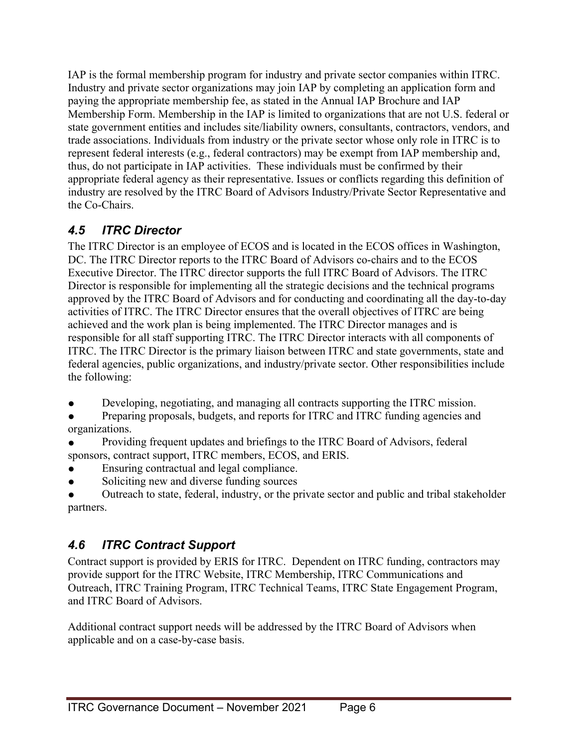IAP is the formal membership program for industry and private sector companies within ITRC. Industry and private sector organizations may join IAP by completing an application form and paying the appropriate membership fee, as stated in the Annual IAP Brochure and IAP Membership Form. Membership in the IAP is limited to organizations that are not U.S. federal or state government entities and includes site/liability owners, consultants, contractors, vendors, and trade associations. Individuals from industry or the private sector whose only role in ITRC is to represent federal interests (e.g., federal contractors) may be exempt from IAP membership and, thus, do not participate in IAP activities. These individuals must be confirmed by their appropriate federal agency as their representative. Issues or conflicts regarding this definition of industry are resolved by the ITRC Board of Advisors Industry/Private Sector Representative and the Co-Chairs.

## *4.5 ITRC Director*

The ITRC Director is an employee of ECOS and is located in the ECOS offices in Washington, DC. The ITRC Director reports to the ITRC Board of Advisors co-chairs and to the ECOS Executive Director. The ITRC director supports the full ITRC Board of Advisors. The ITRC Director is responsible for implementing all the strategic decisions and the technical programs approved by the ITRC Board of Advisors and for conducting and coordinating all the day-to-day activities of ITRC. The ITRC Director ensures that the overall objectives of ITRC are being achieved and the work plan is being implemented. The ITRC Director manages and is responsible for all staff supporting ITRC. The ITRC Director interacts with all components of ITRC. The ITRC Director is the primary liaison between ITRC and state governments, state and federal agencies, public organizations, and industry/private sector. Other responsibilities include the following:

- Developing, negotiating, and managing all contracts supporting the ITRC mission.
- Preparing proposals, budgets, and reports for ITRC and ITRC funding agencies and organizations.
- Providing frequent updates and briefings to the ITRC Board of Advisors, federal sponsors, contract support, ITRC members, ECOS, and ERIS.
- Ensuring contractual and legal compliance.
- Soliciting new and diverse funding sources
- Outreach to state, federal, industry, or the private sector and public and tribal stakeholder partners.

## *4.6 ITRC Contract Support*

Contract support is provided by ERIS for ITRC. Dependent on ITRC funding, contractors may provide support for the ITRC Website, ITRC Membership, ITRC Communications and Outreach, ITRC Training Program, ITRC Technical Teams, ITRC State Engagement Program, and ITRC Board of Advisors.

Additional contract support needs will be addressed by the ITRC Board of Advisors when applicable and on a case-by-case basis.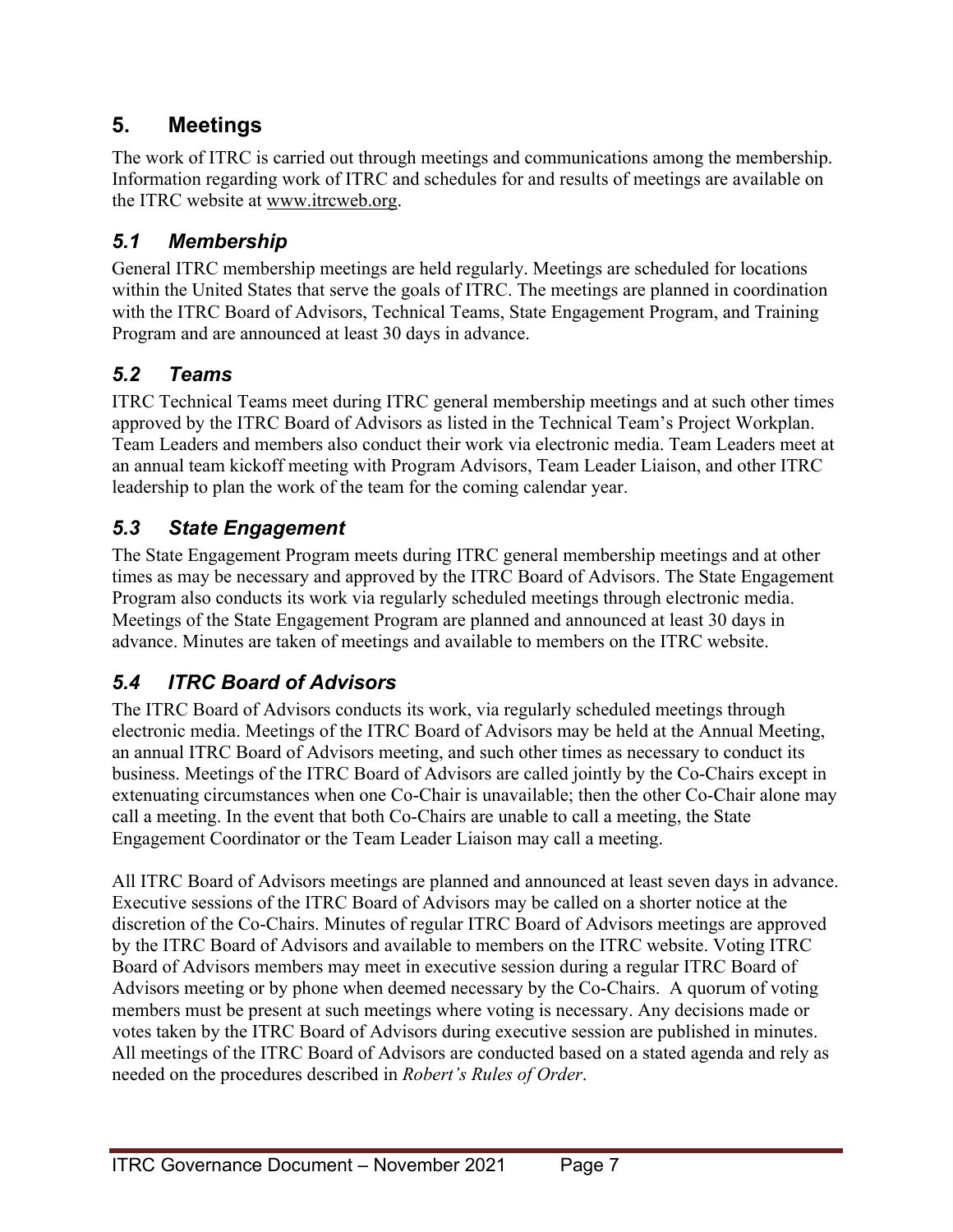## 5. Meetings

The work of ITRC is carried out through meetings and communications among the membership. Information regarding work of ITRC and schedules for and results of meetings are available on the ITRC website at www.itrcweb.org.

### *5.1 Membership*

General ITRC membership meetings are held regularly. Meetings are scheduled for locations within the United States that serve the goals of ITRC. The meetings are planned in coordination with the ITRC Board of Advisors, Technical Teams, State Engagement Program, and Training Program and are announced at least 30 days in advance.

### *5.2 Teams*

ITRC Technical Teams meet during ITRC general membership meetings and at such other times approved by the ITRC Board of Advisors as listed in the Technical Team's Project Workplan. Team Leaders and members also conduct their work via electronic media. Team Leaders meet at an annual team kickoff meeting with Program Advisors, Team Leader Liaison, and other ITRC leadership to plan the work of the team for the coming calendar year.

### *5.3 State Engagement*

The State Engagement Program meets during ITRC general membership meetings and at other times as may be necessary and approved by the ITRC Board of Advisors. The State Engagement Program also conducts its work via regularly scheduled meetings through electronic media. Meetings of the State Engagement Program are planned and announced at least 30 days in advance. Minutes are taken of meetings and available to members on the ITRC website.

### *5.4 ITRC Board of Advisors*

The ITRC Board of Advisors conducts its work, via regularly scheduled meetings through electronic media. Meetings of the ITRC Board of Advisors may be held at the Annual Meeting, an annual ITRC Board of Advisors meeting, and such other times as necessary to conduct its business. Meetings of the ITRC Board of Advisors are called jointly by the Co-Chairs except in extenuating circumstances when one Co-Chair is unavailable; then the other Co-Chair alone may call a meeting. In the event that both Co-Chairs are unable to call a meeting, the State Engagement Coordinator or the Team Leader Liaison may call a meeting.

All ITRC Board of Advisors meetings are planned and announced at least seven days in advance. Executive sessions of the ITRC Board of Advisors may be called on a shorter notice at the discretion of the Co-Chairs. Minutes of regular ITRC Board of Advisors meetings are approved by the ITRC Board of Advisors and available to members on the ITRC website. Voting ITRC Board of Advisors members may meet in executive session during a regular ITRC Board of Advisors meeting or by phone when deemed necessary by the Co-Chairs. A quorum of voting members must be present at such meetings where voting is necessary. Any decisions made or votes taken by the ITRC Board of Advisors during executive session are published in minutes. All meetings of the ITRC Board of Advisors are conducted based on a stated agenda and rely as needed on the procedures described in *Robert's Rules of Order*.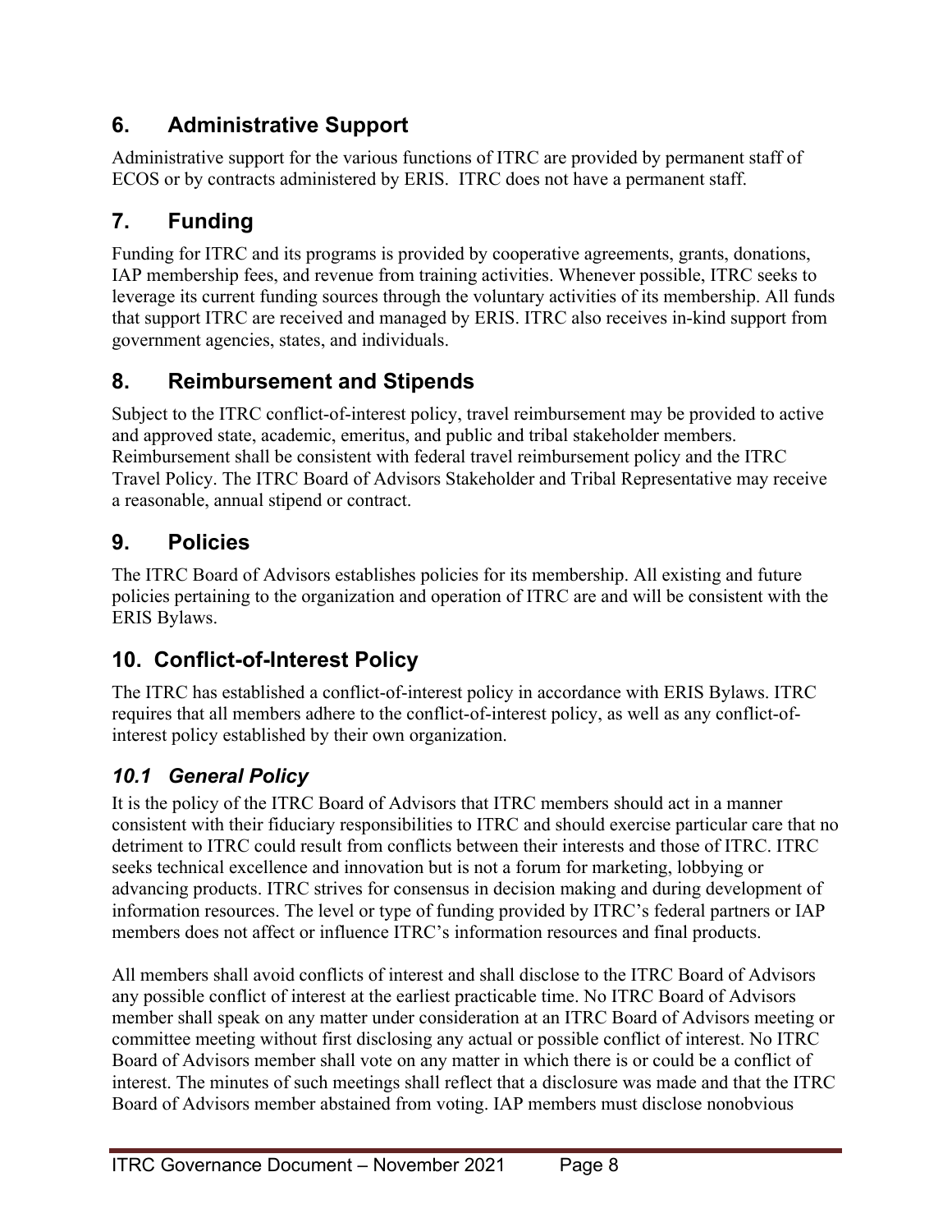## 6. Administrative Support

Administrative support for the various functions of ITRC are provided by permanent staff of ECOS or by contracts administered by ERIS. ITRC does not have a permanent staff.

## 7. Funding

Funding for ITRC and its programs is provided by cooperative agreements, grants, donations, IAP membership fees, and revenue from training activities. Whenever possible, ITRC seeks to leverage its current funding sources through the voluntary activities of its membership. All funds that support ITRC are received and managed by ERIS. ITRC also receives in-kind support from government agencies, states, and individuals.

## 8. Reimbursement and Stipends

Subject to the ITRC conflict-of-interest policy, travel reimbursement may be provided to active and approved state, academic, emeritus, and public and tribal stakeholder members. Reimbursement shall be consistent with federal travel reimbursement policy and the ITRC Travel Policy. The ITRC Board of Advisors Stakeholder and Tribal Representative may receive a reasonable, annual stipend or contract.

## 9. Policies

The ITRC Board of Advisors establishes policies for its membership. All existing and future policies pertaining to the organization and operation of ITRC are and will be consistent with the ERIS Bylaws.

## 10. Conflict-of-Interest Policy

The ITRC has established a conflict-of-interest policy in accordance with ERIS Bylaws. ITRC requires that all members adhere to the conflict-of-interest policy, as well as any conflict-of-interest policy established by their own organization.

### *10.1 General Policy*

It is the policy of the ITRC Board of Advisors that ITRC members should act in a manner consistent with their fiduciary responsibilities to ITRC and should exercise particular care that no detriment to ITRC could result from conflicts between their interests and those of ITRC. ITRC seeks technical excellence and innovation but is not a forum for marketing, lobbying or advancing products. ITRC strives for consensus in decision making and during development of information resources. The level or type of funding provided by ITRC's federal partners or IAP members does not affect or influence ITRC's information resources and final products.

All members shall avoid conflicts of interest and shall disclose to the ITRC Board of Advisors any possible conflict of interest at the earliest practicable time. No ITRC Board of Advisors member shall speak on any matter under consideration at an ITRC Board of Advisors meeting or committee meeting without first disclosing any actual or possible conflict of interest. No ITRC Board of Advisors member shall vote on any matter in which there is or could be a conflict of interest. The minutes of such meetings shall reflect that a disclosure was made and that the ITRC Board of Advisors member abstained from voting. IAP members must disclose nonobvious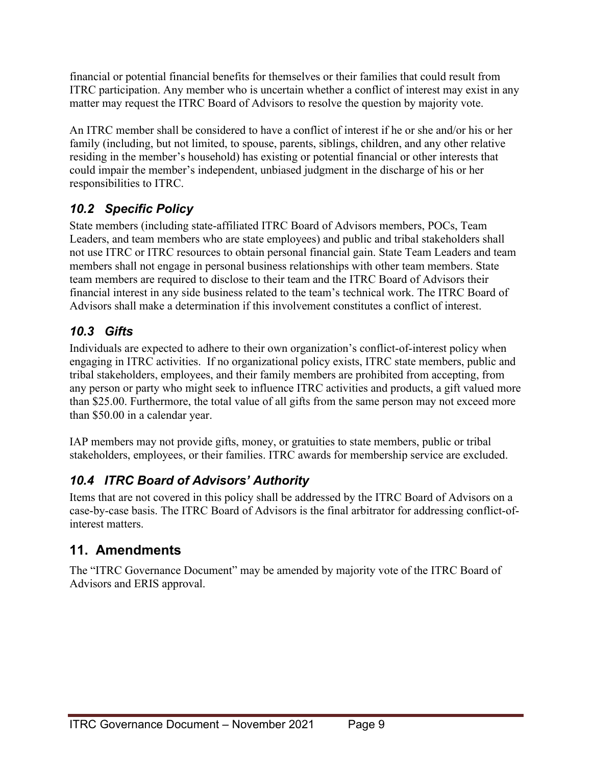financial or potential financial benefits for themselves or their families that could result from ITRC participation. Any member who is uncertain whether a conflict of interest may exist in any matter may request the ITRC Board of Advisors to resolve the question by majority vote.

An ITRC member shall be considered to have a conflict of interest if he or she and/or his or her family (including, but not limited, to spouse, parents, siblings, children, and any other relative residing in the member's household) has existing or potential financial or other interests that could impair the member's independent, unbiased judgment in the discharge of his or her responsibilities to ITRC.

### *10.2 Specific Policy*

State members (including state-affiliated ITRC Board of Advisors members, POCs, Team Leaders, and team members who are state employees) and public and tribal stakeholders shall not use ITRC or ITRC resources to obtain personal financial gain. State Team Leaders and team members shall not engage in personal business relationships with other team members. State team members are required to disclose to their team and the ITRC Board of Advisors their financial interest in any side business related to the team's technical work. The ITRC Board of Advisors shall make a determination if this involvement constitutes a conflict of interest.

### *10.3 Gifts*

Individuals are expected to adhere to their own organization's conflict-of-interest policy when engaging in ITRC activities. If no organizational policy exists, ITRC state members, public and tribal stakeholders, employees, and their family members are prohibited from accepting, from any person or party who might seek to influence ITRC activities and products, a gift valued more than $25.00. Furthermore, the total value of all gifts from the same person may not exceed more than $50.00 in a calendar year.

IAP members may not provide gifts, money, or gratuities to state members, public or tribal stakeholders, employees, or their families. ITRC awards for membership service are excluded.

### *10.4 ITRC Board of Advisors' Authority*

Items that are not covered in this policy shall be addressed by the ITRC Board of Advisors on a case-by-case basis. The ITRC Board of Advisors is the final arbitrator for addressing conflict-of-interest matters.

## 11. Amendments

The "ITRC Governance Document" may be amended by majority vote of the ITRC Board of Advisors and ERIS approval.